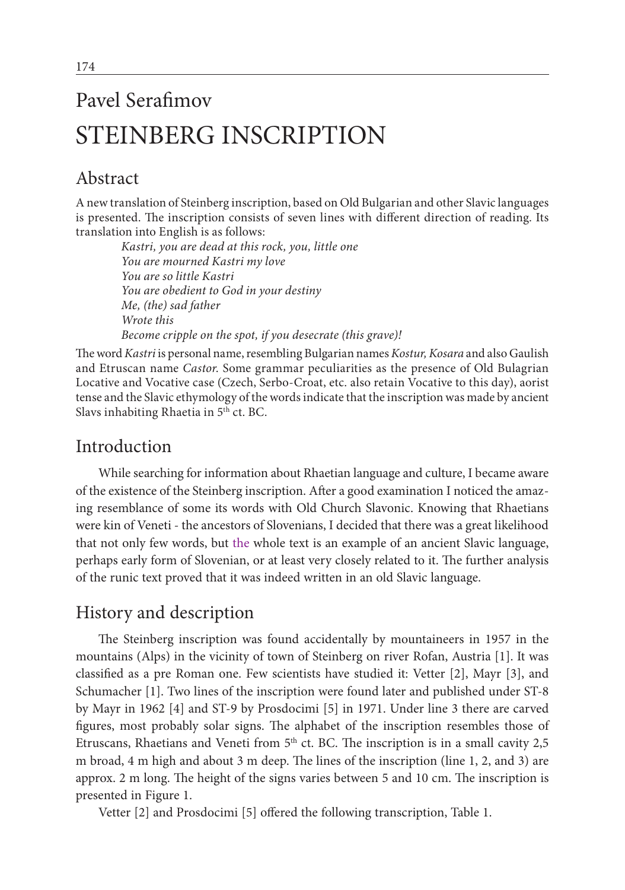Pavel Serafimov

# STEINBERG INSCRIPTION

## Abstract

A new translation of Steinberg inscription, based on Old Bulgarian and other Slavic languages is presented. The inscription consists of seven lines with different direction of reading. Its translation into English is as follows:

> *Kastri, you are dead at this rock, you, little one*
> *You are mourned Kastri my love*
> *You are so little Kastri*
> *You are obedient to God in your destiny*
> *Me, (the) sad father*
> *Wrote this*
> *Become cripple on the spot, if you desecrate (this grave)!*

The word *Kastri* is personal name, resembling Bulgarian names *Kostur, Kosara* and also Gaulish and Etruscan name *Castor.* Some grammar peculiarities as the presence of Old Bulagrian Locative and Vocative case (Czech, Serbo-Croat, etc. also retain Vocative to this day), aorist tense and the Slavic ethymology of the words indicate that the inscription was made by ancient Slavs inhabiting Rhaetia in 5[th] ct. BC.

## Introduction

While searching for information about Rhaetian language and culture, I became aware of the existence of the Steinberg inscription. After a good examination I noticed the amazing resemblance of some its words with Old Church Slavonic. Knowing that Rhaetians were kin of Veneti - the ancestors of Slovenians, I decided that there was a great likelihood that not only few words, but the whole text is an example of an ancient Slavic language, perhaps early form of Slovenian, or at least very closely related to it. The further analysis of the runic text proved that it was indeed written in an old Slavic language.

## History and description

The Steinberg inscription was found accidentally by mountaineers in 1957 in the mountains (Alps) in the vicinity of town of Steinberg on river Rofan, Austria [1]. It was classified as a pre Roman one. Few scientists have studied it: Vetter [2], Mayr [3], and Schumacher [1]. Two lines of the inscription were found later and published under ST-8 by Mayr in 1962 [4] and ST-9 by Prosdocimi [5] in 1971. Under line 3 there are carved figures, most probably solar signs. The alphabet of the inscription resembles those of Etruscans, Rhaetians and Veneti from 5[th] ct. BC. The inscription is in a small cavity 2,5 m broad, 4 m high and about 3 m deep. The lines of the inscription (line 1, 2, and 3) are approx. 2 m long. The height of the signs varies between 5 and 10 cm. The inscription is presented in Figure 1.

Vetter [2] and Prosdocimi [5] offered the following transcription, Table 1.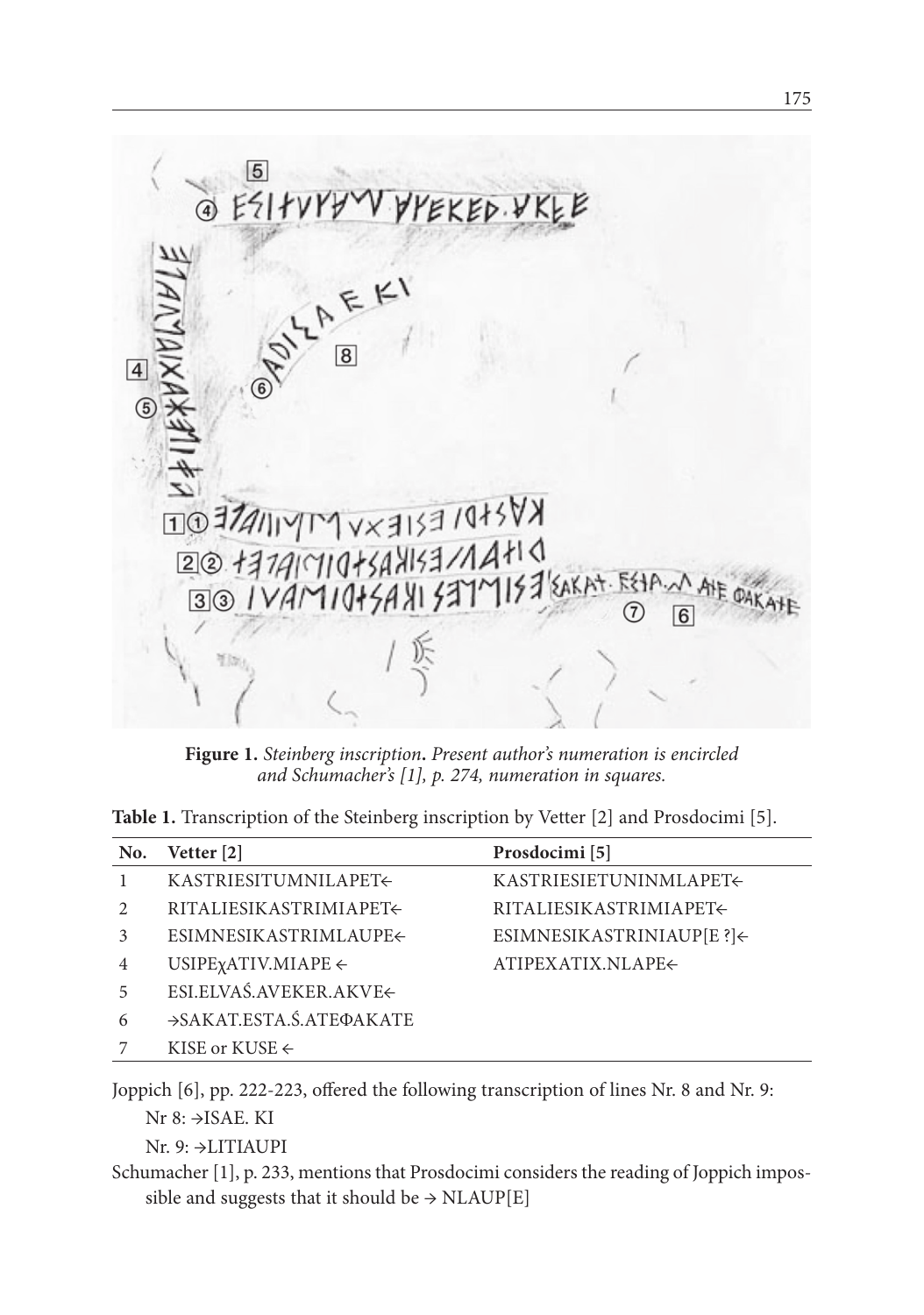**Figure 1.** *Steinberg inscription. Present author's numeration is encircled and Schumacher's [1], p. 274, numeration in squares.*

**Table 1.** Transcription of the Steinberg inscription by Vetter [2] and Prosdocimi [5].

| No. | Vetter [2] | Prosdocimi [5] |
|---|---|---|
| 1 | KASTRIESITUMNILAPET← | KASTRIESIETUNINMLAPET← |
| 2 | RITALIESIKASTRIMIAPET← | RITALIESIKASTRIMIAPET← |
| 3 | ESIMNESIKASTRIMLAUPE← | ESIMNESIKASTRINIAUP[E ?]← |
| 4 | USIPEχATIV.MIAPE ← | ATIPEXATIX.NLAPE← |
| 5 | ESI.ELVAŚ.AVEKER.AKVE← | |
| 6 | →SAKAT.ESTA.Ś.ATEΦAKATE | |
| 7 | KISE or KUSE ← | |

Joppich [6], pp. 222-223, offered the following transcription of lines Nr. 8 and Nr. 9:

Nr 8: →ISAE. KI

Nr. 9: →LITIAUPI

Schumacher [1], p. 233, mentions that Prosdocimi considers the reading of Joppich impossible and suggests that it should be → NLAUP[E]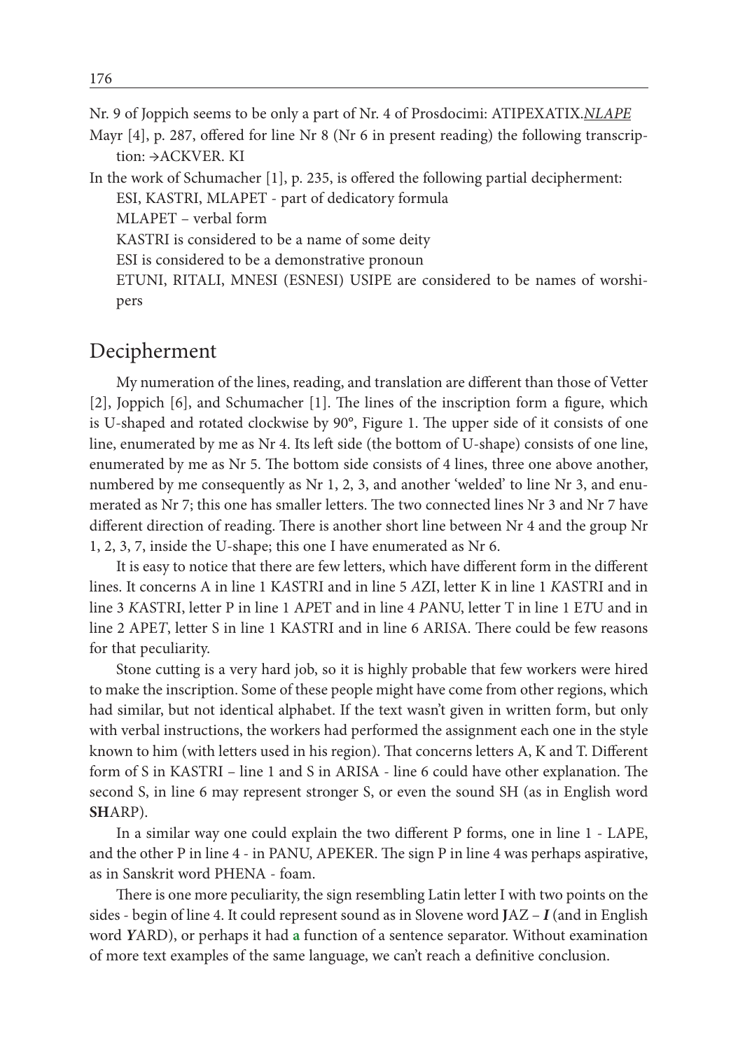Nr. 9 of Joppich seems to be only a part of Nr. 4 of Prosdocimi: ATIPEXATIX.*NLAPE*

Mayr [4], p. 287, offered for line Nr 8 (Nr 6 in present reading) the following transcription: →ACKVER. KI

In the work of Schumacher [1], p. 235, is offered the following partial decipherment:

ESI, KASTRI, MLAPET - part of dedicatory formula

MLAPET – verbal form

KASTRI is considered to be a name of some deity

ESI is considered to be a demonstrative pronoun

ETUNI, RITALI, MNESI (ESNESI) USIPE are considered to be names of worshipers

## Decipherment

My numeration of the lines, reading, and translation are different than those of Vetter [2], Joppich [6], and Schumacher [1]. The lines of the inscription form a figure, which is U-shaped and rotated clockwise by 90°, Figure 1. The upper side of it consists of one line, enumerated by me as Nr 4. Its left side (the bottom of U-shape) consists of one line, enumerated by me as Nr 5. The bottom side consists of 4 lines, three one above another, numbered by me consequently as Nr 1, 2, 3, and another 'welded' to line Nr 3, and enumerated as Nr 7; this one has smaller letters. The two connected lines Nr 3 and Nr 7 have different direction of reading. There is another short line between Nr 4 and the group Nr 1, 2, 3, 7, inside the U-shape; this one I have enumerated as Nr 6.

It is easy to notice that there are few letters, which have different form in the different lines. It concerns A in line 1 K*A*STRI and in line 5 *A*ZI, letter K in line 1 *K*ASTRI and in line 3 *K*ASTRI, letter P in line 1 A*P*ET and in line 4 *P*ANU, letter T in line 1 E*T*U and in line 2 APE*T*, letter S in line 1 KA*S*TRI and in line 6 ARI*S*A. There could be few reasons for that peculiarity.

Stone cutting is a very hard job, so it is highly probable that few workers were hired to make the inscription. Some of these people might have come from other regions, which had similar, but not identical alphabet. If the text wasn't given in written form, but only with verbal instructions, the workers had performed the assignment each one in the style known to him (with letters used in his region). That concerns letters A, K and T. Different form of S in KASTRI – line 1 and S in ARISA - line 6 could have other explanation. The second S, in line 6 may represent stronger S, or even the sound SH (as in English word **SH**ARP).

In a similar way one could explain the two different P forms, one in line 1 - LAPE, and the other P in line 4 - in PANU, APEKER. The sign P in line 4 was perhaps aspirative, as in Sanskrit word PHENA - foam.

There is one more peculiarity, the sign resembling Latin letter I with two points on the sides - begin of line 4. It could represent sound as in Slovene word **J**AZ – ***I*** (and in English word ***Y***ARD), or perhaps it had **a** function of a sentence separator. Without examination of more text examples of the same language, we can't reach a definitive conclusion.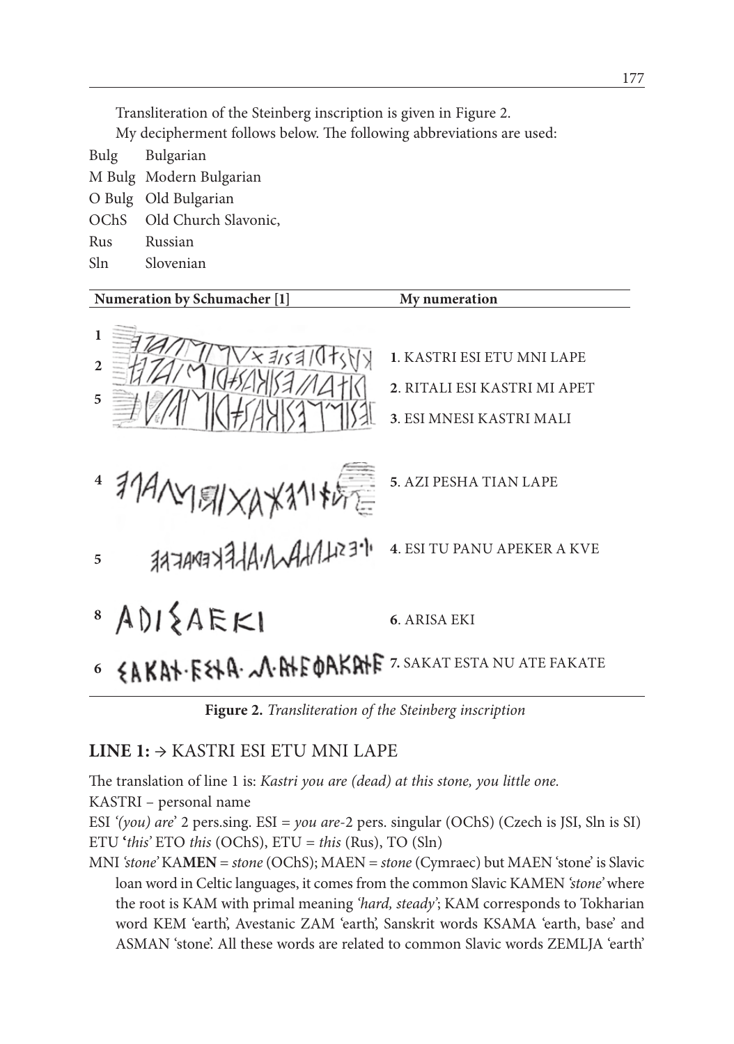Transliteration of the Steinberg inscription is given in Figure 2.

My decipherment follows below. The following abbreviations are used:

| | |
|---|---|
| Bulg | Bulgarian |
| M Bulg | Modern Bulgarian |
| O Bulg | Old Bulgarian |
| OChS | Old Church Slavonic, |
| Rus | Russian |
| Sln | Slovenian |

| Numeration by Schumacher [1] | My numeration |
|---|---|
| 1 | |
| 2 | **1**. KASTRI ESI ETU MNI LAPE |
| | **2**. RITALI ESI KASTRI MI APET |
| 5 | **3**. ESI MNESI KASTRI MALI |
| 4 | **5**. AZI PESHA TIAN LAPE |
| 5 | **4**. ESI TU PANU APEKER A KVE |
| 8 ADISAEKI | **6**. ARISA EKI |
| 6 | **7**. SAKAT ESTA NU ATE FAKATE |

**Figure 2.** *Transliteration of the Steinberg inscription*

## LINE 1: → KASTRI ESI ETU MNI LAPE

The translation of line 1 is: *Kastri you are (dead) at this stone, you little one.*

KASTRI – personal name

ESI *'(you) are'* 2 pers.sing. ESI = *you are*-2 pers. singular (OChS) (Czech is JSI, Sln is SI)

ETU **'***this'* ETO *this* (OChS), ETU = *this* (Rus), TO (Sln)

MNI *'stone'* KA**MEN** = *stone* (OChS); MAEN = *stone* (Cymraec) but MAEN 'stone' is Slavic loan word in Celtic languages, it comes from the common Slavic KAMEN *'stone'* where the root is KAM with primal meaning *'hard, steady'*; KAM corresponds to Tokharian word KEM 'earth', Avestanic ZAM 'earth', Sanskrit words KSAMA 'earth, base' and ASMAN 'stone'. All these words are related to common Slavic words ZEMLJA 'earth'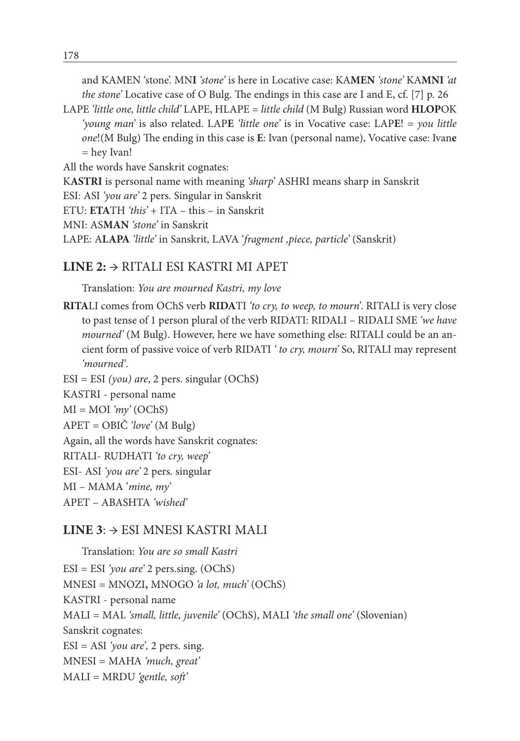and KAMEN 'stone'. MN**I** *'stone'* is here in Locative case: KA**MEN** *'stone'* KA**MNI** *'at the stone'* Locative case of O Bulg. The endings in this case are I and E, cf. [7] p. 26

LAPE *'little one, little child'* LAPE, HLAPE = *little child* (M Bulg) Russian word **HLOP**OK *'young man'* is also related. LAP**E** *'little one'* is in Vocative case: LAP**E**! = *you little one*!(M Bulg) The ending in this case is **E**: Ivan (personal name), Vocative case: Ivan**e** = hey Ivan!

All the words have Sanskrit cognates:

K**ASTRI** is personal name with meaning *'sharp'* ASHRI means sharp in Sanskrit

ESI: ASI *'you are'* 2 pers. Singular in Sanskrit

ETU: **ETA**TH *'this'* + ITA – this – in Sanskrit

MNI: AS**MAN** *'stone'* in Sanskrit

LAPE: A**LAPA** *'little'* in Sanskrit, LAVA '*fragment ,piece, particle*' (Sanskrit)

## LINE 2: → RITALI ESI KASTRI MI APET

Translation: *You are mourned Kastri, my love*

**RITA**LI comes from OChS verb **RIDA**TI *'to cry, to weep, to mourn'*. RITALI is very close to past tense of 1 person plural of the verb RIDATI: RIDALI – RIDALI SME *'we have mourned'* (M Bulg). However, here we have something else: RITALI could be an ancient form of passive voice of verb RIDATI *' to cry, mourn'* So, RITALI may represent *'mourned'*.

ESI = ESI *(you) are*, 2 pers. singular (OChS**)**

KASTRI - personal name

MI = MOI *'my'* (OChS)

APET = OBIČ *'love'* (M Bulg)

Again, all the words have Sanskrit cognates:

RITALI- RUDHATI *'to cry, weep'*

ESI- ASI *'you are'* 2 pers. singular

MI – MAMA '*mine, my'*

APET – ABASHTA *'wished'*

## LINE 3: → ESI MNESI KASTRI MALI

Translation: *You are so small Kastri*

ESI = ESI *'you are'* 2 pers.sing. (OChS)

MNESI = MNOZI**,** MNOGO *'a lot, much'* (OChS)

KASTRI - personal name

MALI = MAL *'small, little, juvenile'* (OChS), MALI *'the small one'* (Slovenian)

Sanskrit cognates:

ESI = ASI *'you are'*, 2 pers. sing.

MNESI = MAHA *'much, great'*

MALI = MRDU *'gentle, soft'*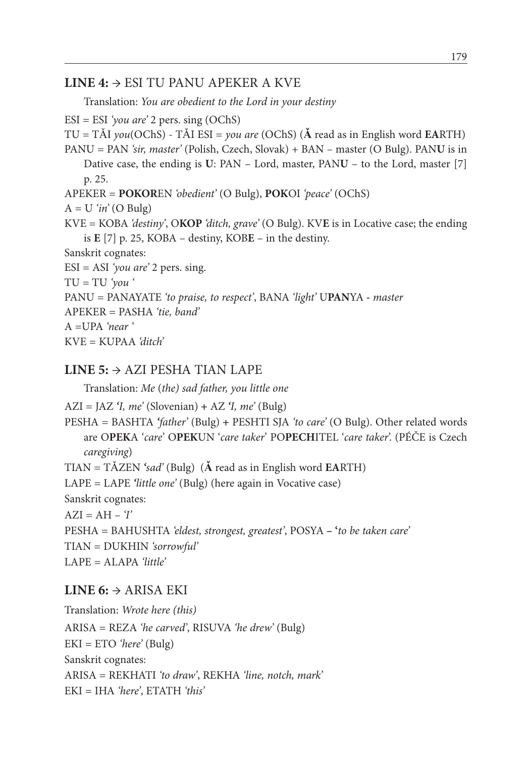**LINE 4:** → ESI TU PANU APEKER A KVE

Translation: *You are obedient to the Lord in your destiny*

ESI = ESI *'you are'* 2 pers. sing (OChS)

TU = TĂI *you*(OChS) - TĂI ESI = *you are* (OChS) (**Ă** read as in English word **EA**RTH)

PANU = PAN *'sir, master'* (Polish, Czech, Slovak) + BAN – master (O Bulg). PAN**U** is in Dative case, the ending is **U**: PAN – Lord, master, PAN**U** – to the Lord, master [7] p. 25.

APEKER = **POKOR**EN *'obedient'* (O Bulg), **POK**OI *'peace'* (OChS)

A = U *'in'* (O Bulg)

KVE = KOBA *'destiny'*, O**KOP** *'ditch, grave'* (O Bulg). KV**E** is in Locative case; the ending is **E** [7] p. 25, KOBA – destiny, KOB**E** – in the destiny.

Sanskrit cognates:

ESI = ASI *'you are'* 2 pers. sing.

TU = TU *'you '*

PANU = PANAYATE *'to praise, to respect'*, BANA *'light'* U**PAN**YA - *master*

APEKER = PASHA *'tie, band'*

A =UPA *'near '*

KVE = KUPAA *'ditch'*

**LINE 5:** → AZI PESHA TIAN LAPE

Translation: *Me* (*the*) *sad father, you little one*

AZI = JAZ *'I, me'* (Slovenian) + AZ *'I, me'* (Bulg)

PESHA = BASHTA *'father'* (Bulg) + PESHTI SJA *'to care'* (O Bulg). Other related words are O**PEK**A '*care*' O**PEK**UN '*care taker*' PO**PECH**ITEL '*care taker*'. (PÉČE is Czech *caregiving*)

TIAN = TĂZEN *'sad'* (Bulg) (**Ă** read as in English word **EA**RTH)

LAPE = LAPE *'little one'* (Bulg) (here again in Vocative case)

Sanskrit cognates:

AZI = AH – *'I'*

PESHA = BAHUSHTA *'eldest, strongest, greatest'*, POSYA – '*to be taken care*'

TIAN = DUKHIN *'sorrowful'*

LAPE = ALAPA *'little'*

**LINE 6:** → ARISA EKI

Translation: *Wrote here (this)*

ARISA = REZA *'he carved'*, RISUVA *'he drew'* (Bulg)

EKI = ETO *'here'* (Bulg)

Sanskrit cognates:

ARISA = REKHATI *'to draw'*, REKHA *'line, notch, mark'*

EKI = IHA *'here'*, ETATH *'this'*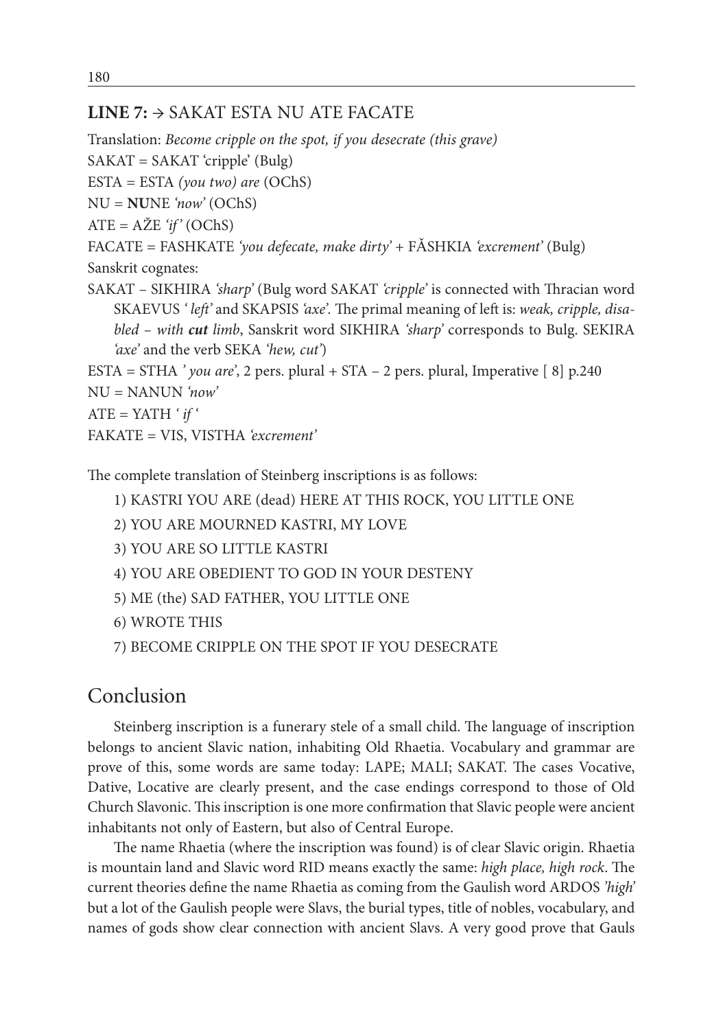**LINE 7:** → SAKAT ESTA NU ATE FACATE

Translation: *Become cripple on the spot, if you desecrate (this grave)*

SAKAT = SAKAT 'cripple' (Bulg)

ESTA = ESTA *(you two) are* (OChS)

NU = **NU**NE *'now'* (OChS)

ATE = AŽE *'if'* (OChS)

FACATE = FASHKATE *'you defecate, make dirty'* + FĂSHKIA *'excrement'* (Bulg)

Sanskrit cognates:

SAKAT – SIKHIRA *'sharp'* (Bulg word SAKAT *'cripple'* is connected with Thracian word SKAEVUS ' *left'* and SKAPSIS *'axe'*. The primal meaning of left is: *weak, cripple, disabled – with **cut** limb*, Sanskrit word SIKHIRA *'sharp'* corresponds to Bulg. SEKIRA *'axe'* and the verb SEKA *'hew, cut'*)

ESTA = STHA *' you are'*, 2 pers. plural + STA – 2 pers. plural, Imperative [ 8] p.240

NU = NANUN *'now'*

ATE = YATH *' if '*

FAKATE = VIS, VISTHA *'excrement'*

The complete translation of Steinberg inscriptions is as follows:

1) KASTRI YOU ARE (dead) HERE AT THIS ROCK, YOU LITTLE ONE
2) YOU ARE MOURNED KASTRI, MY LOVE
3) YOU ARE SO LITTLE KASTRI
4) YOU ARE OBEDIENT TO GOD IN YOUR DESTENY
5) ME (the) SAD FATHER, YOU LITTLE ONE
6) WROTE THIS
7) BECOME CRIPPLE ON THE SPOT IF YOU DESECRATE

## Conclusion

Steinberg inscription is a funerary stele of a small child. The language of inscription belongs to ancient Slavic nation, inhabiting Old Rhaetia. Vocabulary and grammar are prove of this, some words are same today: LAPE; MALI; SAKAT. The cases Vocative, Dative, Locative are clearly present, and the case endings correspond to those of Old Church Slavonic. This inscription is one more confirmation that Slavic people were ancient inhabitants not only of Eastern, but also of Central Europe.

The name Rhaetia (where the inscription was found) is of clear Slavic origin. Rhaetia is mountain land and Slavic word RID means exactly the same: *high place, high rock*. The current theories define the name Rhaetia as coming from the Gaulish word ARDOS *'high'* but a lot of the Gaulish people were Slavs, the burial types, title of nobles, vocabulary, and names of gods show clear connection with ancient Slavs. A very good prove that Gauls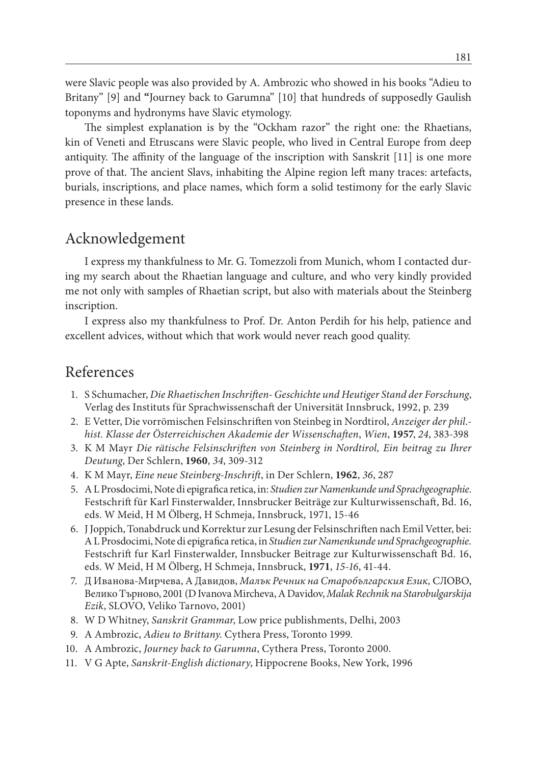were Slavic people was also provided by A. Ambrozic who showed in his books "Adieu to Britany" [9] and **"**Journey back to Garumna" [10] that hundreds of supposedly Gaulish toponyms and hydronyms have Slavic etymology.

The simplest explanation is by the "Ockham razor" the right one: the Rhaetians, kin of Veneti and Etruscans were Slavic people, who lived in Central Europe from deep antiquity. The affinity of the language of the inscription with Sanskrit [11] is one more prove of that. The ancient Slavs, inhabiting the Alpine region left many traces: artefacts, burials, inscriptions, and place names, which form a solid testimony for the early Slavic presence in these lands.

## Acknowledgement

I express my thankfulness to Mr. G. Tomezzoli from Munich, whom I contacted during my search about the Rhaetian language and culture, and who very kindly provided me not only with samples of Rhaetian script, but also with materials about the Steinberg inscription.

I express also my thankfulness to Prof. Dr. Anton Perdih for his help, patience and excellent advices, without which that work would never reach good quality.

## References

1. S Schumacher, *Die Rhaetischen Inschriften- Geschichte und Heutiger Stand der Forschung*, Verlag des Instituts für Sprachwissenschaft der Universität Innsbruck, 1992, p. 239
2. E Vetter, Die vorrömischen Felsinschriften von Steinbeg in Nordtirol, *Anzeiger der phil.-hist. Klasse der Österreichischen Akademie der Wissenschaften*, *Wien*, **1957**, *24*, 383-398
3. K M Mayr *Die rätische Felsinschriften von Steinberg in Nordtirol, Ein beitrag zu Ihrer Deutung*, Der Schlern, **1960**, *34*, 309-312
4. K M Mayr, *Eine neue Steinberg-Inschrift*, in Der Schlern, **1962**, *36*, 287
5. A L Prosdocimi, Note di epigrafica retica, in: *Studien zur Namenkunde und Sprachgeographie.* Festschrift für Karl Finsterwalder, Innsbrucker Beiträge zur Kulturwissenschaft, Bd. 16, eds. W Meid, H M Ölberg, H Schmeja, Innsbruck, 1971, 15-46
6. J Joppich, Tonabdruck und Korrektur zur Lesung der Felsinschriften nach Emil Vetter, bei: A L Prosdocimi, Note di epigrafica retica, in *Studien zur Namenkunde und Sprachgeographie.* Festschrift fur Karl Finsterwalder, Innsbucker Beitrage zur Kulturwissenschaft Bd. 16, eds. W Meid, H M Ölberg, H Schmeja, Innsbruck, **1971**, *15-16*, 41-44.
7. Д Иванова-Мирчева, А Давидов, *Малък Речник на Старобългарския Език,* СЛОВО, Велико Търново, 2001 (D Ivanova Mircheva, A Davidov, *Malak Rechnik na Starobulgarskija Ezik*, SLOVO, Veliko Tarnovo, 2001)
8. W D Whitney, *Sanskrit Grammar*, Low price publishments, Delhi, 2003
9. A Ambrozic, *Adieu to Brittany*. Cythera Press, Toronto 1999.
10. A Ambrozic, *Journey back to Garumna*, Cythera Press, Toronto 2000.
11. V G Apte, *Sanskrit-English dictionary*, Hippocrene Books, New York, 1996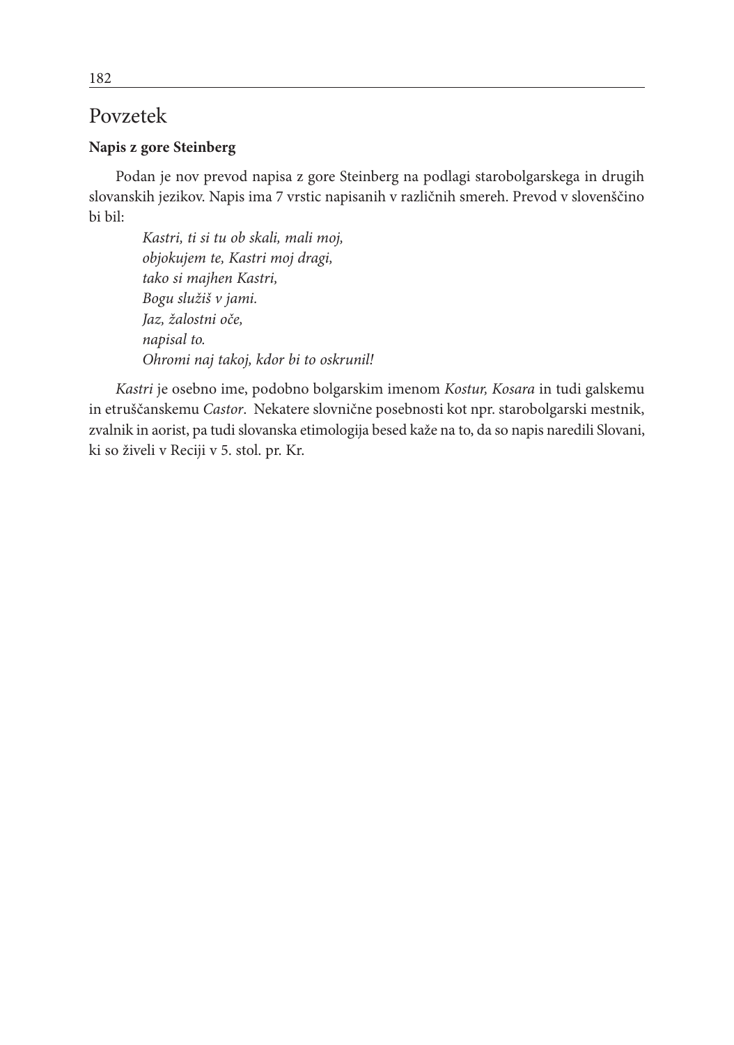# Povzetek

**Napis z gore Steinberg**

Podan je nov prevod napisa z gore Steinberg na podlagi starobolgarskega in drugih slovanskih jezikov. Napis ima 7 vrstic napisanih v različnih smereh. Prevod v slovenščino bi bil:

> *Kastri, ti si tu ob skali, mali moj,*
> *objokujem te, Kastri moj dragi,*
> *tako si majhen Kastri,*
> *Bogu služiš v jami.*
> *Jaz, žalostni oče,*
> *napisal to.*
> *Ohromi naj takoj, kdor bi to oskrunil!*

*Kastri* je osebno ime, podobno bolgarskim imenom *Kostur, Kosara* in tudi galskemu in etruščanskemu *Castor*. Nekatere slovnične posebnosti kot npr. starobolgarski mestnik, zvalnik in aorist, pa tudi slovanska etimologija besed kaže na to, da so napis naredili Slovani, ki so živeli v Reciji v 5. stol. pr. Kr.